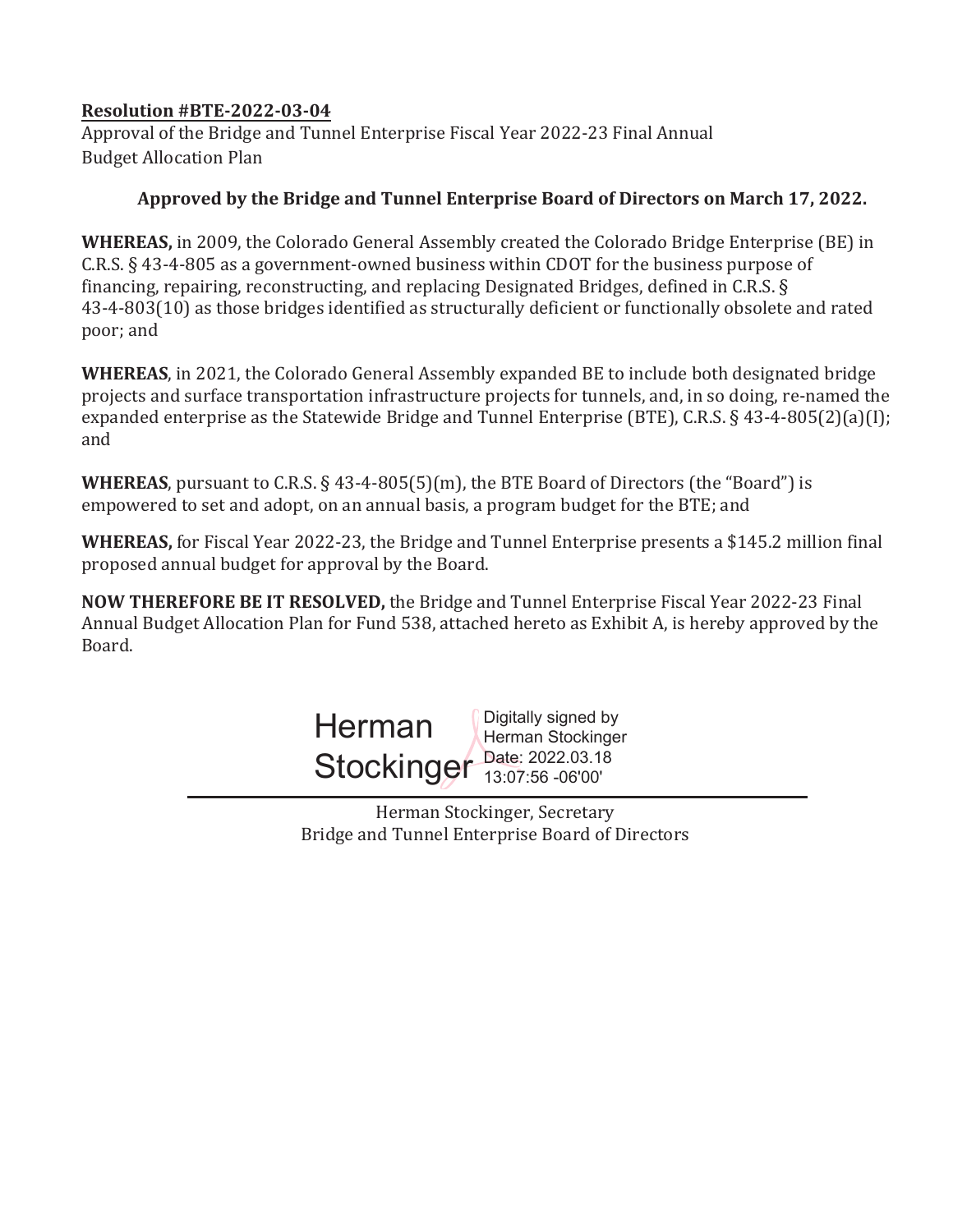**Resolution #BTE-2022-03-04**

Approval of the Bridge and Tunnel Enterprise Fiscal Year 2022-23 Final Annual Budget Allocation Plan

**Approved by the Bridge and Tunnel Enterprise Board of Directors on March 17, 2022.**

**WHEREAS,** in 2009, the Colorado General Assembly created the Colorado Bridge Enterprise (BE) in C.R.S. § 43-4-805 as a government-owned business within CDOT for the business purpose of financing, repairing, reconstructing, and replacing Designated Bridges, defined in C.R.S. § 43-4-803(10) as those bridges identified as structurally deficient or functionally obsolete and rated poor; and

**WHEREAS**, in 2021, the Colorado General Assembly expanded BE to include both designated bridge projects and surface transportation infrastructure projects for tunnels, and, in so doing, re-named the expanded enterprise as the Statewide Bridge and Tunnel Enterprise (BTE), C.R.S. § 43-4-805(2)(a)(I); and

**WHEREAS**, pursuant to C.R.S. § 43-4-805(5)(m), the BTE Board of Directors (the "Board") is empowered to set and adopt, on an annual basis, a program budget for the BTE; and

**WHEREAS,** for Fiscal Year 2022-23, the Bridge and Tunnel Enterprise presents a $145.2 million final proposed annual budget for approval by the Board.

**NOW THEREFORE BE IT RESOLVED,** the Bridge and Tunnel Enterprise Fiscal Year 2022-23 Final Annual Budget Allocation Plan for Fund 538, attached hereto as Exhibit A, is hereby approved by the Board.

Herman Stockinger
Digitally signed by Herman Stockinger
Date: 2022.03.18 13:07:56 -06'00'

Herman Stockinger, Secretary
Bridge and Tunnel Enterprise Board of Directors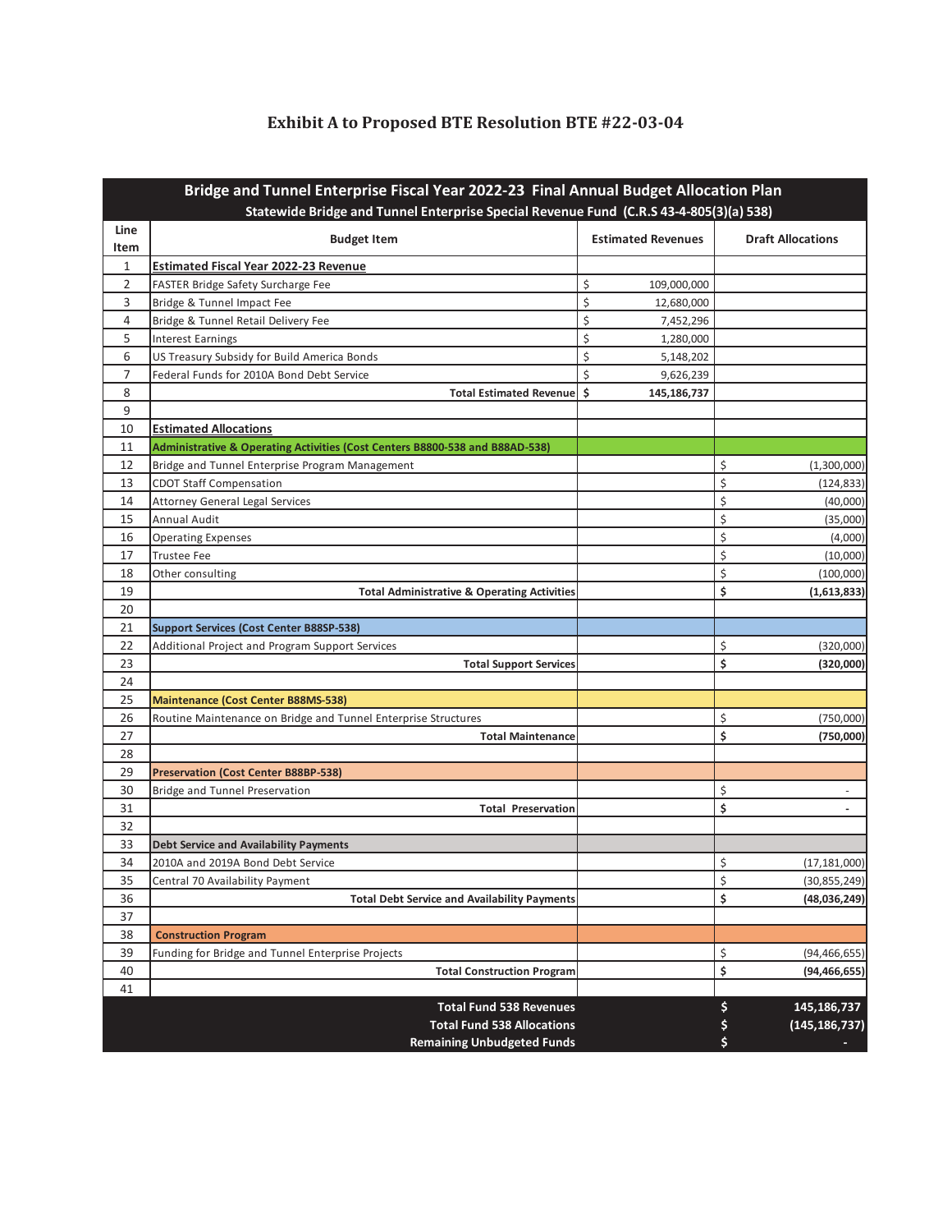# Exhibit A to Proposed BTE Resolution BTE #22-03-04

| Bridge and Tunnel Enterprise Fiscal Year 2022-23 Final Annual Budget Allocation Plan<br>Statewide Bridge and Tunnel Enterprise Special Revenue Fund (C.R.S 43-4-805(3)(a) 538) | | | |
|---|---|---|---|
| **Line Item** | **Budget Item** | **Estimated Revenues** | **Draft Allocations** |
| 1 | **Estimated Fiscal Year 2022-23 Revenue** | | |
| 2 | FASTER Bridge Safety Surcharge Fee | $ 109,000,000 | |
| 3 | Bridge & Tunnel Impact Fee | $ 12,680,000 | |
| 4 | Bridge & Tunnel Retail Delivery Fee | $ 7,452,296 | |
| 5 | Interest Earnings | $ 1,280,000 | |
| 6 | US Treasury Subsidy for Build America Bonds | $ 5,148,202 | |
| 7 | Federal Funds for 2010A Bond Debt Service | $ 9,626,239 | |
| 8 | **Total Estimated Revenue** | **$ 145,186,737** | |
| 9 | | | |
| 10 | **Estimated Allocations** | | |
| 11 | **Administrative & Operating Activities (Cost Centers B8800-538 and B88AD-538)** | | |
| 12 | Bridge and Tunnel Enterprise Program Management | | $ (1,300,000) |
| 13 | CDOT Staff Compensation | | $ (124,833) |
| 14 | Attorney General Legal Services | | $ (40,000) |
| 15 | Annual Audit | | $ (35,000) |
| 16 | Operating Expenses | | $ (4,000) |
| 17 | Trustee Fee | | $ (10,000) |
| 18 | Other consulting | | $ (100,000) |
| 19 | **Total Administrative & Operating Activities** | | **$ (1,613,833)** |
| 20 | | | |
| 21 | **Support Services (Cost Center B88SP-538)** | | |
| 22 | Additional Project and Program Support Services | | $ (320,000) |
| 23 | **Total Support Services** | | **$ (320,000)** |
| 24 | | | |
| 25 | **Maintenance (Cost Center B88MS-538)** | | |
| 26 | Routine Maintenance on Bridge and Tunnel Enterprise Structures | | $ (750,000) |
| 27 | **Total Maintenance** | | **$ (750,000)** |
| 28 | | | |
| 29 | **Preservation (Cost Center B88BP-538)** | | |
| 30 | Bridge and Tunnel Preservation | | $ - |
| 31 | **Total Preservation** | | **$ -** |
| 32 | | | |
| 33 | **Debt Service and Availability Payments** | | |
| 34 | 2010A and 2019A Bond Debt Service | | $ (17,181,000) |
| 35 | Central 70 Availability Payment | | $ (30,855,249) |
| 36 | **Total Debt Service and Availability Payments** | | **$ (48,036,249)** |
| 37 | | | |
| 38 | **Construction Program** | | |
| 39 | Funding for Bridge and Tunnel Enterprise Projects | | $ (94,466,655) |
| 40 | **Total Construction Program** | | **$ (94,466,655)** |
| 41 | | | |
| | **Total Fund 538 Revenues** | | **$ 145,186,737** |
| | **Total Fund 538 Allocations** | | **$ (145,186,737)** |
| | **Remaining Unbudgeted Funds** | | **$ -** |